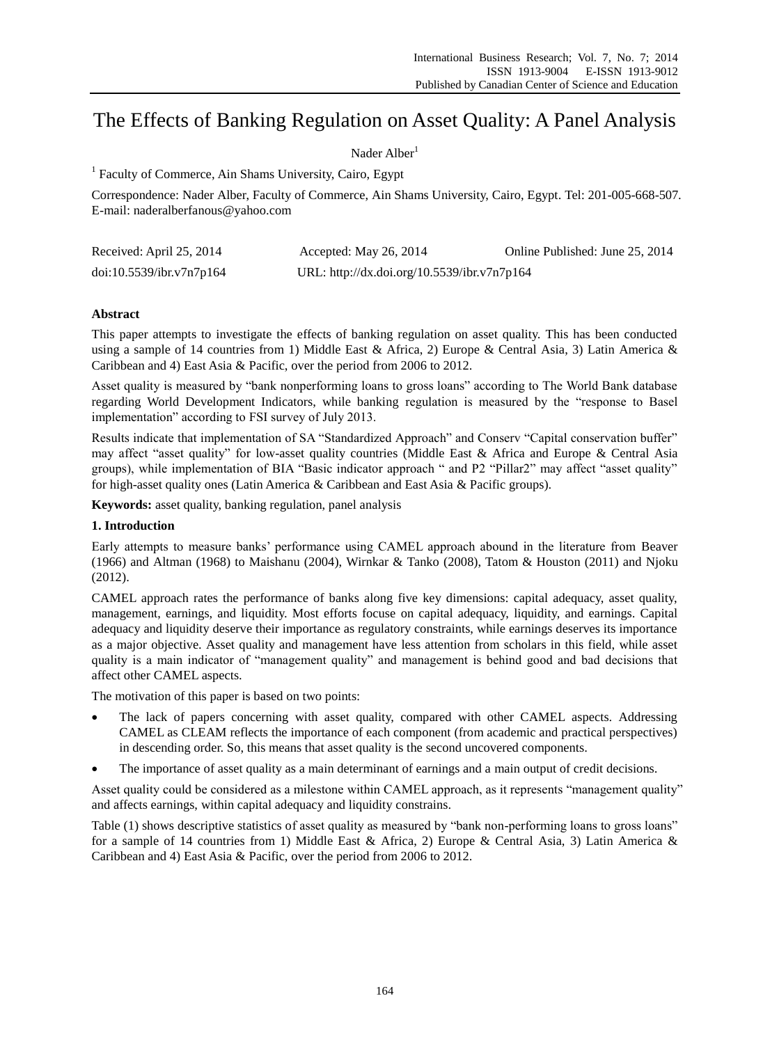# The Effects of Banking Regulation on Asset Quality: A Panel Analysis

Nader Alber[1]

[1] Faculty of Commerce, Ain Shams University, Cairo, Egypt

Correspondence: Nader Alber, Faculty of Commerce, Ain Shams University, Cairo, Egypt. Tel: 201-005-668-507. E-mail: naderalberfanous@yahoo.com

| Received: April 25, 2014 | Accepted: May 26, 2014 | Online Published: June 25, 2014 |
|---|---|---|
| doi:10.5539/ibr.v7n7p164 | URL: http://dx.doi.org/10.5539/ibr.v7n7p164 | |

**Abstract**

This paper attempts to investigate the effects of banking regulation on asset quality. This has been conducted using a sample of 14 countries from 1) Middle East & Africa, 2) Europe & Central Asia, 3) Latin America & Caribbean and 4) East Asia & Pacific, over the period from 2006 to 2012.

Asset quality is measured by "bank nonperforming loans to gross loans" according to The World Bank database regarding World Development Indicators, while banking regulation is measured by the "response to Basel implementation" according to FSI survey of July 2013.

Results indicate that implementation of SA "Standardized Approach" and Conserv "Capital conservation buffer" may affect "asset quality" for low-asset quality countries (Middle East & Africa and Europe & Central Asia groups), while implementation of BIA "Basic indicator approach " and P2 "Pillar2" may affect "asset quality" for high-asset quality ones (Latin America & Caribbean and East Asia & Pacific groups).

**Keywords:** asset quality, banking regulation, panel analysis

## 1. Introduction

Early attempts to measure banks' performance using CAMEL approach abound in the literature from Beaver (1966) and Altman (1968) to Maishanu (2004), Wirnkar & Tanko (2008), Tatom & Houston (2011) and Njoku (2012).

CAMEL approach rates the performance of banks along five key dimensions: capital adequacy, asset quality, management, earnings, and liquidity. Most efforts focuse on capital adequacy, liquidity, and earnings. Capital adequacy and liquidity deserve their importance as regulatory constraints, while earnings deserves its importance as a major objective. Asset quality and management have less attention from scholars in this field, while asset quality is a main indicator of "management quality" and management is behind good and bad decisions that affect other CAMEL aspects.

The motivation of this paper is based on two points:

- The lack of papers concerning with asset quality, compared with other CAMEL aspects. Addressing CAMEL as CLEAM reflects the importance of each component (from academic and practical perspectives) in descending order. So, this means that asset quality is the second uncovered components.
- The importance of asset quality as a main determinant of earnings and a main output of credit decisions.

Asset quality could be considered as a milestone within CAMEL approach, as it represents "management quality" and affects earnings, within capital adequacy and liquidity constrains.

Table (1) shows descriptive statistics of asset quality as measured by "bank non-performing loans to gross loans" for a sample of 14 countries from 1) Middle East & Africa, 2) Europe & Central Asia, 3) Latin America & Caribbean and 4) East Asia & Pacific, over the period from 2006 to 2012.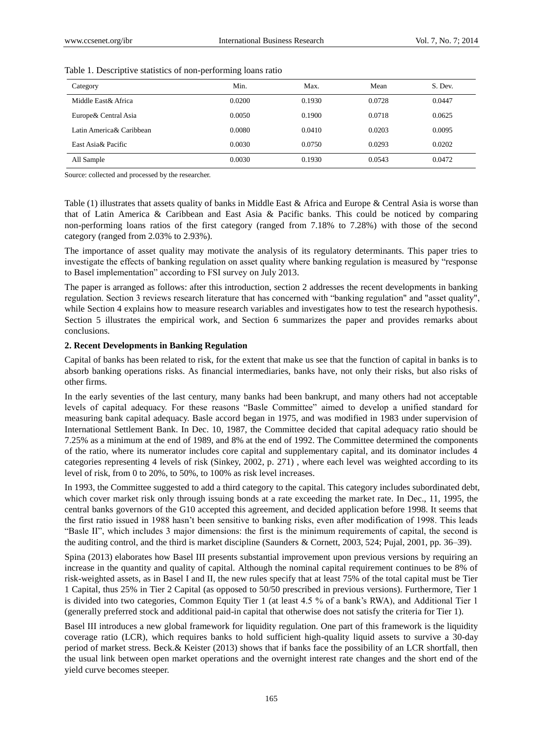Table 1. Descriptive statistics of non-performing loans ratio

| Category | Min. | Max. | Mean | S. Dev. |
|---|---|---|---|---|
| Middle East& Africa | 0.0200 | 0.1930 | 0.0728 | 0.0447 |
| Europe& Central Asia | 0.0050 | 0.1900 | 0.0718 | 0.0625 |
| Latin America& Caribbean | 0.0080 | 0.0410 | 0.0203 | 0.0095 |
| East Asia& Pacific | 0.0030 | 0.0750 | 0.0293 | 0.0202 |
| All Sample | 0.0030 | 0.1930 | 0.0543 | 0.0472 |

Source: collected and processed by the researcher.

Table (1) illustrates that assets quality of banks in Middle East & Africa and Europe & Central Asia is worse than that of Latin America & Caribbean and East Asia & Pacific banks. This could be noticed by comparing non-performing loans ratios of the first category (ranged from 7.18% to 7.28%) with those of the second category (ranged from 2.03% to 2.93%).

The importance of asset quality may motivate the analysis of its regulatory determinants. This paper tries to investigate the effects of banking regulation on asset quality where banking regulation is measured by "response to Basel implementation" according to FSI survey on July 2013.

The paper is arranged as follows: after this introduction, section 2 addresses the recent developments in banking regulation. Section 3 reviews research literature that has concerned with "banking regulation" and "asset quality", while Section 4 explains how to measure research variables and investigates how to test the research hypothesis. Section 5 illustrates the empirical work, and Section 6 summarizes the paper and provides remarks about conclusions.

## 2. Recent Developments in Banking Regulation

Capital of banks has been related to risk, for the extent that make us see that the function of capital in banks is to absorb banking operations risks. As financial intermediaries, banks have, not only their risks, but also risks of other firms.

In the early seventies of the last century, many banks had been bankrupt, and many others had not acceptable levels of capital adequacy. For these reasons "Basle Committee" aimed to develop a unified standard for measuring bank capital adequacy. Basle accord began in 1975, and was modified in 1983 under supervision of International Settlement Bank. In Dec. 10, 1987, the Committee decided that capital adequacy ratio should be 7.25% as a minimum at the end of 1989, and 8% at the end of 1992. The Committee determined the components of the ratio, where its numerator includes core capital and supplementary capital, and its dominator includes 4 categories representing 4 levels of risk (Sinkey, 2002, p. 271) , where each level was weighted according to its level of risk, from 0 to 20%, to 50%, to 100% as risk level increases.

In 1993, the Committee suggested to add a third category to the capital. This category includes subordinated debt, which cover market risk only through issuing bonds at a rate exceeding the market rate. In Dec., 11, 1995, the central banks governors of the G10 accepted this agreement, and decided application before 1998. It seems that the first ratio issued in 1988 hasn't been sensitive to banking risks, even after modification of 1998. This leads "Basle II", which includes 3 major dimensions: the first is the minimum requirements of capital, the second is the auditing control, and the third is market discipline (Saunders & Cornett, 2003, 524; Pujal, 2001, pp. 36–39).

Spina (2013) elaborates how Basel III presents substantial improvement upon previous versions by requiring an increase in the quantity and quality of capital. Although the nominal capital requirement continues to be 8% of risk-weighted assets, as in Basel I and II, the new rules specify that at least 75% of the total capital must be Tier 1 Capital, thus 25% in Tier 2 Capital (as opposed to 50/50 prescribed in previous versions). Furthermore, Tier 1 is divided into two categories, Common Equity Tier 1 (at least 4.5 % of a bank's RWA), and Additional Tier 1 (generally preferred stock and additional paid-in capital that otherwise does not satisfy the criteria for Tier 1).

Basel III introduces a new global framework for liquidity regulation. One part of this framework is the liquidity coverage ratio (LCR), which requires banks to hold sufficient high-quality liquid assets to survive a 30-day period of market stress. Beck.& Keister (2013) shows that if banks face the possibility of an LCR shortfall, then the usual link between open market operations and the overnight interest rate changes and the short end of the yield curve becomes steeper.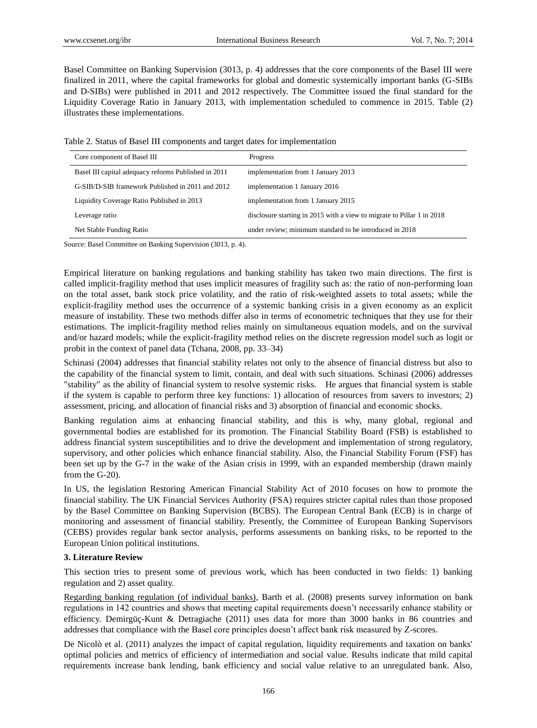Basel Committee on Banking Supervision (3013, p. 4) addresses that the core components of the Basel III were finalized in 2011, where the capital frameworks for global and domestic systemically important banks (G-SIBs and D-SIBs) were published in 2011 and 2012 respectively. The Committee issued the final standard for the Liquidity Coverage Ratio in January 2013, with implementation scheduled to commence in 2015. Table (2) illustrates these implementations.

Table 2. Status of Basel III components and target dates for implementation

| Core component of Basel III | Progress |
|---|---|
| Basel III capital adequacy reforms Published in 2011 | implementation from 1 January 2013 |
| G-SIB/D-SIB framework Published in 2011 and 2012 | implementation 1 January 2016 |
| Liquidity Coverage Ratio Published in 2013 | implementation from 1 January 2015 |
| Leverage ratio | disclosure starting in 2015 with a view to migrate to Pillar 1 in 2018 |
| Net Stable Funding Ratio | under review; minimum standard to be introduced in 2018 |

Source: Basel Committee on Banking Supervision (3013, p. 4).

Empirical literature on banking regulations and banking stability has taken two main directions. The first is called implicit-fragility method that uses implicit measures of fragility such as: the ratio of non-performing loan on the total asset, bank stock price volatility, and the ratio of risk-weighted assets to total assets; while the explicit-fragility method uses the occurrence of a systemic banking crisis in a given economy as an explicit measure of instability. These two methods differ also in terms of econometric techniques that they use for their estimations. The implicit-fragility method relies mainly on simultaneous equation models, and on the survival and/or hazard models; while the explicit-fragility method relies on the discrete regression model such as logit or probit in the context of panel data (Tchana, 2008, pp. 33–34)

Schinasi (2004) addresses that financial stability relates not only to the absence of financial distress but also to the capability of the financial system to limit, contain, and deal with such situations. Schinasi (2006) addresses "stability" as the ability of financial system to resolve systemic risks. He argues that financial system is stable if the system is capable to perform three key functions: 1) allocation of resources from savers to investors; 2) assessment, pricing, and allocation of financial risks and 3) absorption of financial and economic shocks.

Banking regulation aims at enhancing financial stability, and this is why, many global, regional and governmental bodies are established for its promotion. The Financial Stability Board (FSB) is established to address financial system susceptibilities and to drive the development and implementation of strong regulatory, supervisory, and other policies which enhance financial stability. Also, the Financial Stability Forum (FSF) has been set up by the G-7 in the wake of the Asian crisis in 1999, with an expanded membership (drawn mainly from the G-20).

In US, the legislation Restoring American Financial Stability Act of 2010 focuses on how to promote the financial stability. The UK Financial Services Authority (FSA) requires stricter capital rules than those proposed by the Basel Committee on Banking Supervision (BCBS). The European Central Bank (ECB) is in charge of monitoring and assessment of financial stability. Presently, the Committee of European Banking Supervisors (CEBS) provides regular bank sector analysis, performs assessments on banking risks, to be reported to the European Union political institutions.

**3. Literature Review**

This section tries to present some of previous work, which has been conducted in two fields: 1) banking regulation and 2) asset quality.

Regarding banking regulation (of individual banks), Barth et al. (2008) presents survey information on bank regulations in 142 countries and shows that meeting capital requirements doesn't necessarily enhance stability or efficiency. Demirgüç-Kunt & Detragiache (2011) uses data for more than 3000 banks in 86 countries and addresses that compliance with the Basel core principles doesn't affect bank risk measured by Z-scores.

De Nicolò et al. (2011) analyzes the impact of capital regulation, liquidity requirements and taxation on banks' optimal policies and metrics of efficiency of intermediation and social value. Results indicate that mild capital requirements increase bank lending, bank efficiency and social value relative to an unregulated bank. Also,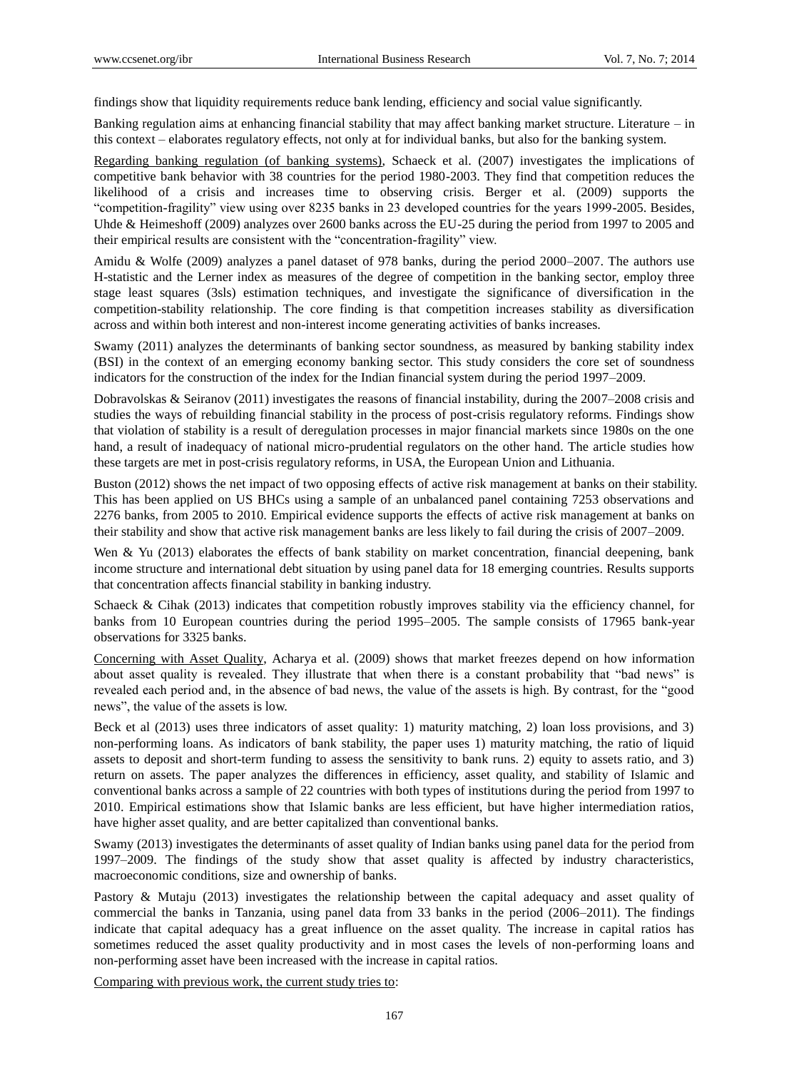findings show that liquidity requirements reduce bank lending, efficiency and social value significantly.

Banking regulation aims at enhancing financial stability that may affect banking market structure. Literature – in this context – elaborates regulatory effects, not only at for individual banks, but also for the banking system.

Regarding banking regulation (of banking systems), Schaeck et al. (2007) investigates the implications of competitive bank behavior with 38 countries for the period 1980-2003. They find that competition reduces the likelihood of a crisis and increases time to observing crisis. Berger et al. (2009) supports the "competition-fragility" view using over 8235 banks in 23 developed countries for the years 1999-2005. Besides, Uhde & Heimeshoff (2009) analyzes over 2600 banks across the EU-25 during the period from 1997 to 2005 and their empirical results are consistent with the "concentration-fragility" view.

Amidu & Wolfe (2009) analyzes a panel dataset of 978 banks, during the period 2000–2007. The authors use H-statistic and the Lerner index as measures of the degree of competition in the banking sector, employ three stage least squares (3sls) estimation techniques, and investigate the significance of diversification in the competition-stability relationship. The core finding is that competition increases stability as diversification across and within both interest and non-interest income generating activities of banks increases.

Swamy (2011) analyzes the determinants of banking sector soundness, as measured by banking stability index (BSI) in the context of an emerging economy banking sector. This study considers the core set of soundness indicators for the construction of the index for the Indian financial system during the period 1997–2009.

Dobravolskas & Seiranov (2011) investigates the reasons of financial instability, during the 2007–2008 crisis and studies the ways of rebuilding financial stability in the process of post-crisis regulatory reforms. Findings show that violation of stability is a result of deregulation processes in major financial markets since 1980s on the one hand, a result of inadequacy of national micro-prudential regulators on the other hand. The article studies how these targets are met in post-crisis regulatory reforms, in USA, the European Union and Lithuania.

Buston (2012) shows the net impact of two opposing effects of active risk management at banks on their stability. This has been applied on US BHCs using a sample of an unbalanced panel containing 7253 observations and 2276 banks, from 2005 to 2010. Empirical evidence supports the effects of active risk management at banks on their stability and show that active risk management banks are less likely to fail during the crisis of 2007–2009.

Wen & Yu (2013) elaborates the effects of bank stability on market concentration, financial deepening, bank income structure and international debt situation by using panel data for 18 emerging countries. Results supports that concentration affects financial stability in banking industry.

Schaeck & Cihak (2013) indicates that competition robustly improves stability via the efficiency channel, for banks from 10 European countries during the period 1995–2005. The sample consists of 17965 bank-year observations for 3325 banks.

Concerning with Asset Quality, Acharya et al. (2009) shows that market freezes depend on how information about asset quality is revealed. They illustrate that when there is a constant probability that "bad news" is revealed each period and, in the absence of bad news, the value of the assets is high. By contrast, for the "good news", the value of the assets is low.

Beck et al (2013) uses three indicators of asset quality: 1) maturity matching, 2) loan loss provisions, and 3) non-performing loans. As indicators of bank stability, the paper uses 1) maturity matching, the ratio of liquid assets to deposit and short-term funding to assess the sensitivity to bank runs. 2) equity to assets ratio, and 3) return on assets. The paper analyzes the differences in efficiency, asset quality, and stability of Islamic and conventional banks across a sample of 22 countries with both types of institutions during the period from 1997 to 2010. Empirical estimations show that Islamic banks are less efficient, but have higher intermediation ratios, have higher asset quality, and are better capitalized than conventional banks.

Swamy (2013) investigates the determinants of asset quality of Indian banks using panel data for the period from 1997–2009. The findings of the study show that asset quality is affected by industry characteristics, macroeconomic conditions, size and ownership of banks.

Pastory & Mutaju (2013) investigates the relationship between the capital adequacy and asset quality of commercial the banks in Tanzania, using panel data from 33 banks in the period (2006–2011). The findings indicate that capital adequacy has a great influence on the asset quality. The increase in capital ratios has sometimes reduced the asset quality productivity and in most cases the levels of non-performing loans and non-performing asset have been increased with the increase in capital ratios.

Comparing with previous work, the current study tries to: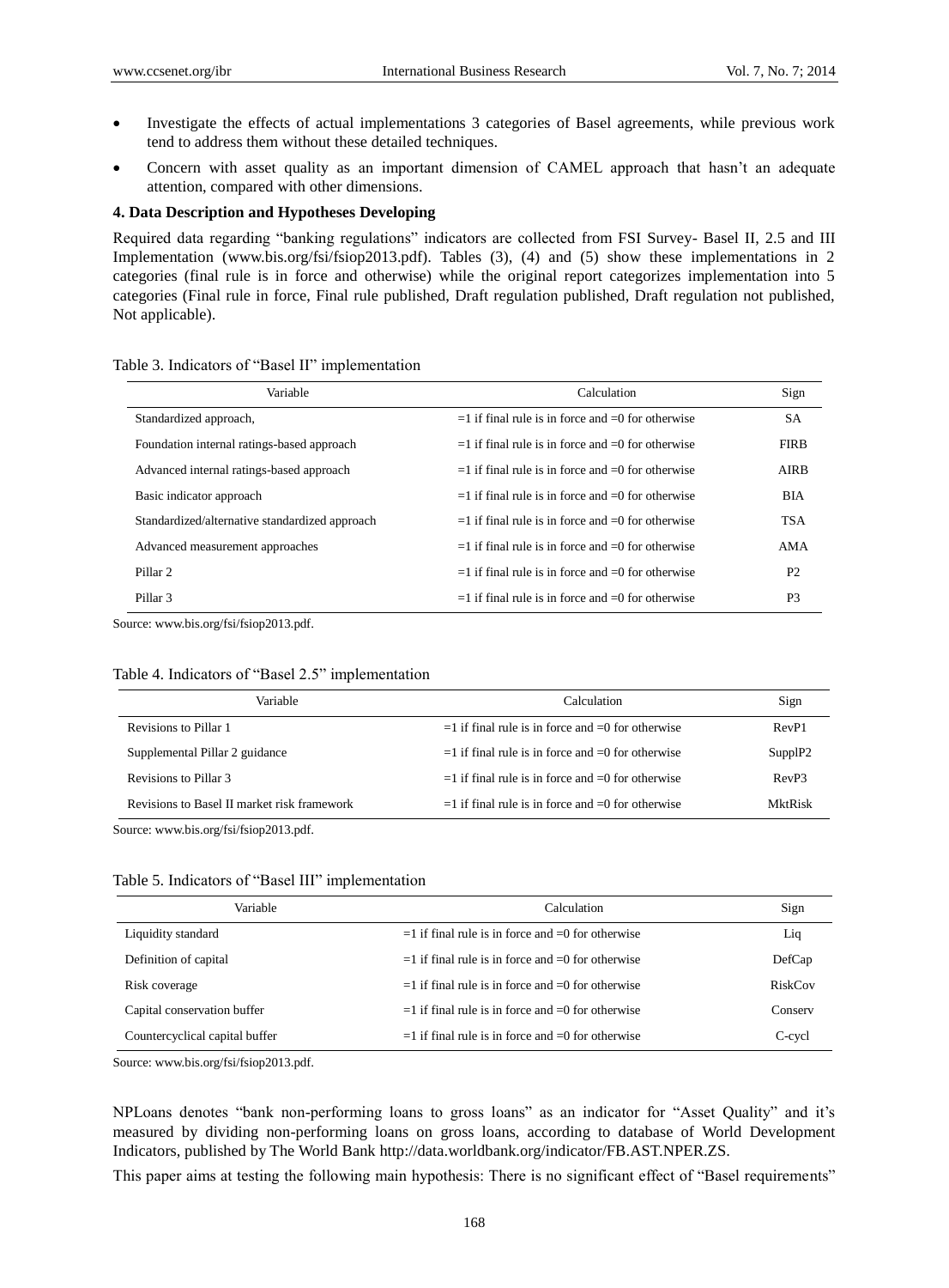- Investigate the effects of actual implementations 3 categories of Basel agreements, while previous work tend to address them without these detailed techniques.
- Concern with asset quality as an important dimension of CAMEL approach that hasn't an adequate attention, compared with other dimensions.

### 4. Data Description and Hypotheses Developing

Required data regarding "banking regulations" indicators are collected from FSI Survey- Basel II, 2.5 and III Implementation (www.bis.org/fsi/fsiop2013.pdf). Tables (3), (4) and (5) show these implementations in 2 categories (final rule is in force and otherwise) while the original report categorizes implementation into 5 categories (Final rule in force, Final rule published, Draft regulation published, Draft regulation not published, Not applicable).

Table 3. Indicators of "Basel II" implementation

| Variable | Calculation | Sign |
|---|---|---|
| Standardized approach, | =1 if final rule is in force and =0 for otherwise | SA |
| Foundation internal ratings-based approach | =1 if final rule is in force and =0 for otherwise | FIRB |
| Advanced internal ratings-based approach | =1 if final rule is in force and =0 for otherwise | AIRB |
| Basic indicator approach | =1 if final rule is in force and =0 for otherwise | BIA |
| Standardized/alternative standardized approach | =1 if final rule is in force and =0 for otherwise | TSA |
| Advanced measurement approaches | =1 if final rule is in force and =0 for otherwise | AMA |
| Pillar 2 | =1 if final rule is in force and =0 for otherwise | P2 |
| Pillar 3 | =1 if final rule is in force and =0 for otherwise | P3 |

Source: www.bis.org/fsi/fsiop2013.pdf.

Table 4. Indicators of "Basel 2.5" implementation

| Variable | Calculation | Sign |
|---|---|---|
| Revisions to Pillar 1 | =1 if final rule is in force and =0 for otherwise | RevP1 |
| Supplemental Pillar 2 guidance | =1 if final rule is in force and =0 for otherwise | SupplP2 |
| Revisions to Pillar 3 | =1 if final rule is in force and =0 for otherwise | RevP3 |
| Revisions to Basel II market risk framework | =1 if final rule is in force and =0 for otherwise | MktRisk |

Source: www.bis.org/fsi/fsiop2013.pdf.

Table 5. Indicators of "Basel III" implementation

| Variable | Calculation | Sign |
|---|---|---|
| Liquidity standard | =1 if final rule is in force and =0 for otherwise | Liq |
| Definition of capital | =1 if final rule is in force and =0 for otherwise | DefCap |
| Risk coverage | =1 if final rule is in force and =0 for otherwise | RiskCov |
| Capital conservation buffer | =1 if final rule is in force and =0 for otherwise | Conserv |
| Countercyclical capital buffer | =1 if final rule is in force and =0 for otherwise | C-cycl |

Source: www.bis.org/fsi/fsiop2013.pdf.

NPLoans denotes "bank non-performing loans to gross loans" as an indicator for "Asset Quality" and it's measured by dividing non-performing loans on gross loans, according to database of World Development Indicators, published by The World Bank http://data.worldbank.org/indicator/FB.AST.NPER.ZS.

This paper aims at testing the following main hypothesis: There is no significant effect of "Basel requirements"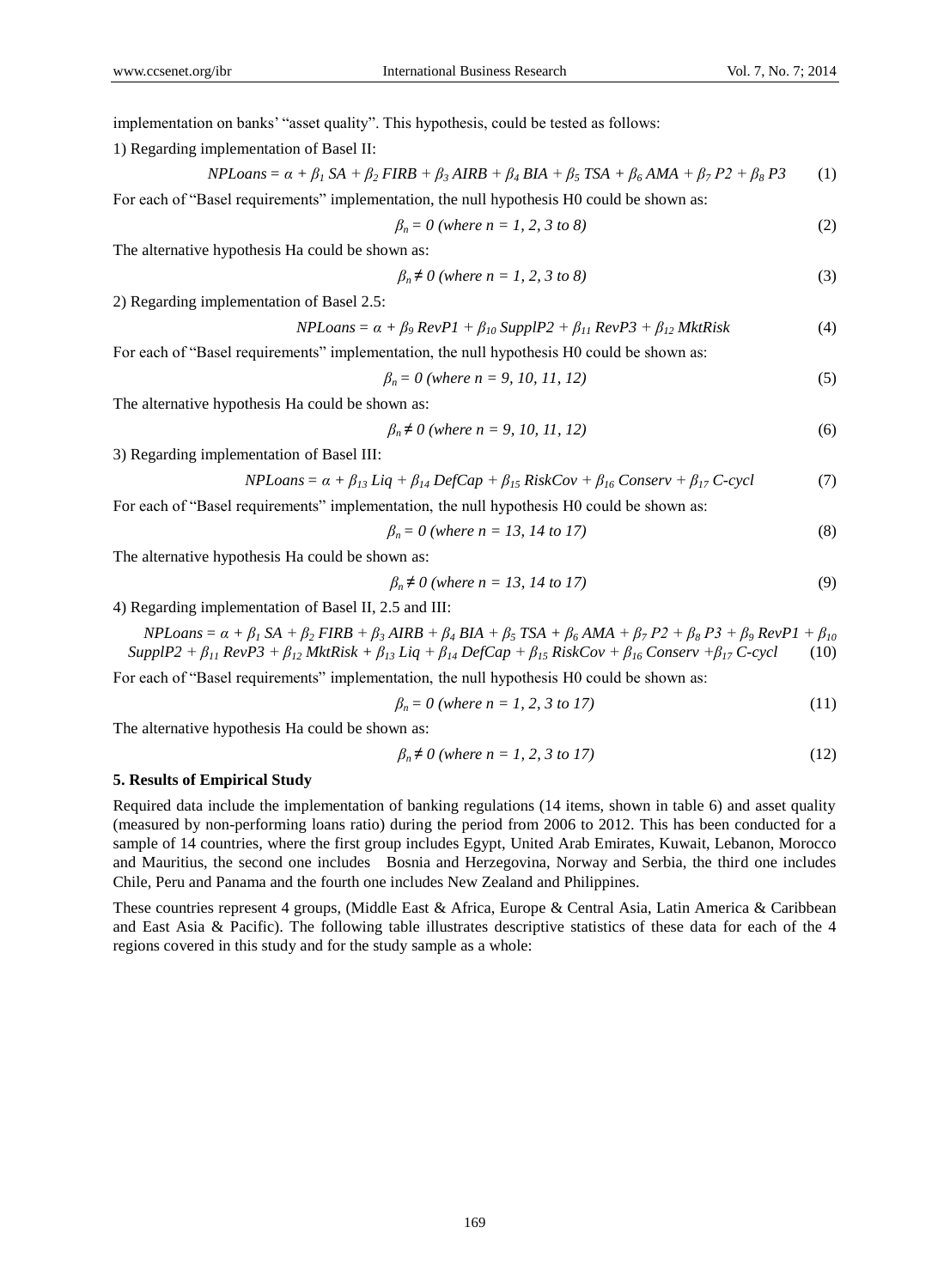implementation on banks' "asset quality". This hypothesis, could be tested as follows:

1) Regarding implementation of Basel II:

$$NPLoans = \alpha + \beta_1\, SA + \beta_2\, FIRB + \beta_3\, AIRB + \beta_4\, BIA + \beta_5\, TSA + \beta_6\, AMA + \beta_7\, P2 + \beta_8\, P3 \quad (1)$$

For each of "Basel requirements" implementation, the null hypothesis H0 could be shown as:

$$\beta_n = 0 \text{ (where } n = 1, 2, 3 \text{ to } 8) \quad (2)$$

The alternative hypothesis Ha could be shown as:

$$\beta_n \neq 0 \text{ (where } n = 1, 2, 3 \text{ to } 8) \quad (3)$$

2) Regarding implementation of Basel 2.5:

$$NPLoans = \alpha + \beta_9\, RevP1 + \beta_{10}\, SupplP2 + \beta_{11}\, RevP3 + \beta_{12}\, MktRisk \quad (4)$$

For each of "Basel requirements" implementation, the null hypothesis H0 could be shown as:

$$\beta_n = 0 \text{ (where } n = 9, 10, 11, 12) \quad (5)$$

The alternative hypothesis Ha could be shown as:

$$\beta_n \neq 0 \text{ (where } n = 9, 10, 11, 12) \quad (6)$$

3) Regarding implementation of Basel III:

$$NPLoans = \alpha + \beta_{13}\, Liq + \beta_{14}\, DefCap + \beta_{15}\, RiskCov + \beta_{16}\, Conserv + \beta_{17}\, C\text{-}cycl \quad (7)$$

For each of "Basel requirements" implementation, the null hypothesis H0 could be shown as:

$$\beta_n = 0 \text{ (where } n = 13, 14 \text{ to } 17) \quad (8)$$

The alternative hypothesis Ha could be shown as:

$$\beta_n \neq 0 \text{ (where } n = 13, 14 \text{ to } 17) \quad (9)$$

4) Regarding implementation of Basel II, 2.5 and III:

$$NPLoans = \alpha + \beta_1\, SA + \beta_2\, FIRB + \beta_3\, AIRB + \beta_4\, BIA + \beta_5\, TSA + \beta_6\, AMA + \beta_7\, P2 + \beta_8\, P3 + \beta_9\, RevP1 + \beta_{10}\, SupplP2 + \beta_{11}\, RevP3 + \beta_{12}\, MktRisk + \beta_{13}\, Liq + \beta_{14}\, DefCap + \beta_{15}\, RiskCov + \beta_{16}\, Conserv + \beta_{17}\, C\text{-}cycl \quad (10)$$

For each of "Basel requirements" implementation, the null hypothesis H0 could be shown as:

$$\beta_n = 0 \text{ (where } n = 1, 2, 3 \text{ to } 17) \quad (11)$$

The alternative hypothesis Ha could be shown as:

$$\beta_n \neq 0 \text{ (where } n = 1, 2, 3 \text{ to } 17) \quad (12)$$

## 5. Results of Empirical Study

Required data include the implementation of banking regulations (14 items, shown in table 6) and asset quality (measured by non-performing loans ratio) during the period from 2006 to 2012. This has been conducted for a sample of 14 countries, where the first group includes Egypt, United Arab Emirates, Kuwait, Lebanon, Morocco and Mauritius, the second one includes Bosnia and Herzegovina, Norway and Serbia, the third one includes Chile, Peru and Panama and the fourth one includes New Zealand and Philippines.

These countries represent 4 groups, (Middle East & Africa, Europe & Central Asia, Latin America & Caribbean and East Asia & Pacific). The following table illustrates descriptive statistics of these data for each of the 4 regions covered in this study and for the study sample as a whole: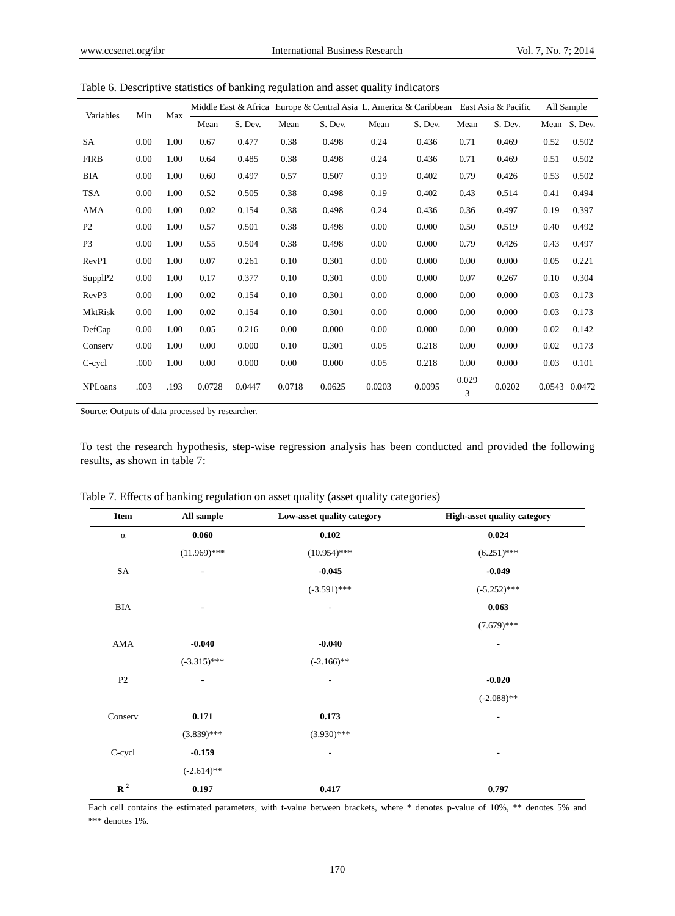Table 6. Descriptive statistics of banking regulation and asset quality indicators

| Variables | Min | Max | Middle East & Africa | | Europe & Central Asia | | L. America & Caribbean | | East Asia & Pacific | | All Sample | |
|---|---|---|---|---|---|---|---|---|---|---|---|---|
| | | | Mean | S. Dev. | Mean | S. Dev. | Mean | S. Dev. | Mean | S. Dev. | Mean | S. Dev. |
| SA | 0.00 | 1.00 | 0.67 | 0.477 | 0.38 | 0.498 | 0.24 | 0.436 | 0.71 | 0.469 | 0.52 | 0.502 |
| FIRB | 0.00 | 1.00 | 0.64 | 0.485 | 0.38 | 0.498 | 0.24 | 0.436 | 0.71 | 0.469 | 0.51 | 0.502 |
| BIA | 0.00 | 1.00 | 0.60 | 0.497 | 0.57 | 0.507 | 0.19 | 0.402 | 0.79 | 0.426 | 0.53 | 0.502 |
| TSA | 0.00 | 1.00 | 0.52 | 0.505 | 0.38 | 0.498 | 0.19 | 0.402 | 0.43 | 0.514 | 0.41 | 0.494 |
| AMA | 0.00 | 1.00 | 0.02 | 0.154 | 0.38 | 0.498 | 0.24 | 0.436 | 0.36 | 0.497 | 0.19 | 0.397 |
| P2 | 0.00 | 1.00 | 0.57 | 0.501 | 0.38 | 0.498 | 0.00 | 0.000 | 0.50 | 0.519 | 0.40 | 0.492 |
| P3 | 0.00 | 1.00 | 0.55 | 0.504 | 0.38 | 0.498 | 0.00 | 0.000 | 0.79 | 0.426 | 0.43 | 0.497 |
| RevP1 | 0.00 | 1.00 | 0.07 | 0.261 | 0.10 | 0.301 | 0.00 | 0.000 | 0.00 | 0.000 | 0.05 | 0.221 |
| SupplP2 | 0.00 | 1.00 | 0.17 | 0.377 | 0.10 | 0.301 | 0.00 | 0.000 | 0.07 | 0.267 | 0.10 | 0.304 |
| RevP3 | 0.00 | 1.00 | 0.02 | 0.154 | 0.10 | 0.301 | 0.00 | 0.000 | 0.00 | 0.000 | 0.03 | 0.173 |
| MktRisk | 0.00 | 1.00 | 0.02 | 0.154 | 0.10 | 0.301 | 0.00 | 0.000 | 0.00 | 0.000 | 0.03 | 0.173 |
| DefCap | 0.00 | 1.00 | 0.05 | 0.216 | 0.00 | 0.000 | 0.00 | 0.000 | 0.00 | 0.000 | 0.02 | 0.142 |
| Conserv | 0.00 | 1.00 | 0.00 | 0.000 | 0.10 | 0.301 | 0.05 | 0.218 | 0.00 | 0.000 | 0.02 | 0.173 |
| C-cycl | .000 | 1.00 | 0.00 | 0.000 | 0.00 | 0.000 | 0.05 | 0.218 | 0.00 | 0.000 | 0.03 | 0.101 |
| NPLoans | .003 | .193 | 0.0728 | 0.0447 | 0.0718 | 0.0625 | 0.0203 | 0.0095 | 0.0293 | 0.0202 | 0.0543 | 0.0472 |

Source: Outputs of data processed by researcher.

To test the research hypothesis, step-wise regression analysis has been conducted and provided the following results, as shown in table 7:

Table 7. Effects of banking regulation on asset quality (asset quality categories)

| Item | All sample | Low-asset quality category | High-asset quality category |
|---|---|---|---|
| α | **0.060** | **0.102** | **0.024** |
| | (11.969)*** | (10.954)*** | (6.251)*** |
| SA | - | **-0.045** | **-0.049** |
| | | (-3.591)*** | (-5.252)*** |
| BIA | - | - | **0.063** |
| | | | (7.679)*** |
| AMA | **-0.040** | **-0.040** | - |
| | (-3.315)*** | (-2.166)** | |
| P2 | - | - | **-0.020** |
| | | | (-2.088)** |
| Conserv | **0.171** | **0.173** | - |
| | (3.839)*** | (3.930)*** | |
| C-cycl | **-0.159** | - | - |
| | (-2.614)** | | |
| $R^2$ | **0.197** | **0.417** | **0.797** |

Each cell contains the estimated parameters, with t-value between brackets, where * denotes p-value of 10%, ** denotes 5% and *** denotes 1%.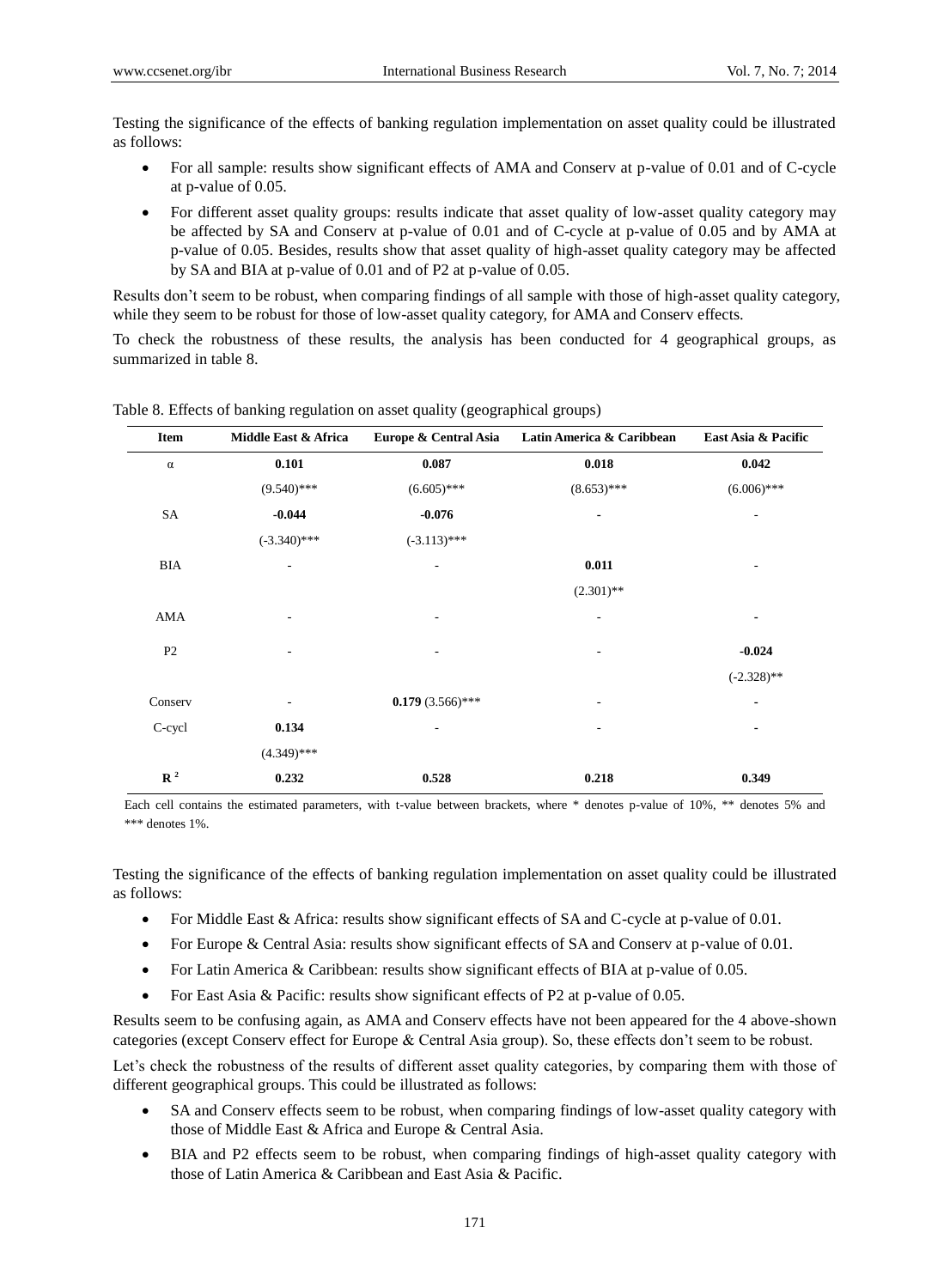Testing the significance of the effects of banking regulation implementation on asset quality could be illustrated as follows:

- For all sample: results show significant effects of AMA and Conserv at p-value of 0.01 and of C-cycle at p-value of 0.05.
- For different asset quality groups: results indicate that asset quality of low-asset quality category may be affected by SA and Conserv at p-value of 0.01 and of C-cycle at p-value of 0.05 and by AMA at p-value of 0.05. Besides, results show that asset quality of high-asset quality category may be affected by SA and BIA at p-value of 0.01 and of P2 at p-value of 0.05.

Results don't seem to be robust, when comparing findings of all sample with those of high-asset quality category, while they seem to be robust for those of low-asset quality category, for AMA and Conserv effects.

To check the robustness of these results, the analysis has been conducted for 4 geographical groups, as summarized in table 8.

Table 8. Effects of banking regulation on asset quality (geographical groups)

| Item | Middle East & Africa | Europe & Central Asia | Latin America & Caribbean | East Asia & Pacific |
|---|---|---|---|---|
| α | **0.101** | **0.087** | **0.018** | **0.042** |
| | (9.540)*** | (6.605)*** | (8.653)*** | (6.006)*** |
| SA | **-0.044** | **-0.076** | - | - |
| | (-3.340)*** | (-3.113)*** | | |
| BIA | - | - | **0.011** | - |
| | | | (2.301)** | |
| AMA | - | - | - | - |
| P2 | - | - | - | **-0.024** |
| | | | | (-2.328)** |
| Conserv | - | **0.179** (3.566)*** | - | - |
| C-cycl | **0.134** | - | - | - |
| | (4.349)*** | | | |
| $R^2$ | **0.232** | **0.528** | **0.218** | **0.349** |

Each cell contains the estimated parameters, with t-value between brackets, where * denotes p-value of 10%, ** denotes 5% and *** denotes 1%.

Testing the significance of the effects of banking regulation implementation on asset quality could be illustrated as follows:

- For Middle East & Africa: results show significant effects of SA and C-cycle at p-value of 0.01.
- For Europe & Central Asia: results show significant effects of SA and Conserv at p-value of 0.01.
- For Latin America & Caribbean: results show significant effects of BIA at p-value of 0.05.
- For East Asia & Pacific: results show significant effects of P2 at p-value of 0.05.

Results seem to be confusing again, as AMA and Conserv effects have not been appeared for the 4 above-shown categories (except Conserv effect for Europe & Central Asia group). So, these effects don't seem to be robust.

Let's check the robustness of the results of different asset quality categories, by comparing them with those of different geographical groups. This could be illustrated as follows:

- SA and Conserv effects seem to be robust, when comparing findings of low-asset quality category with those of Middle East & Africa and Europe & Central Asia.
- BIA and P2 effects seem to be robust, when comparing findings of high-asset quality category with those of Latin America & Caribbean and East Asia & Pacific.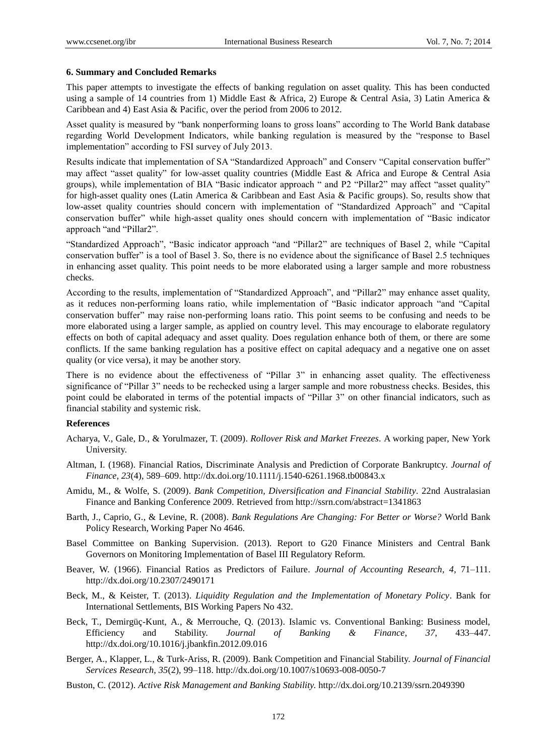### 6. Summary and Concluded Remarks

This paper attempts to investigate the effects of banking regulation on asset quality. This has been conducted using a sample of 14 countries from 1) Middle East & Africa, 2) Europe & Central Asia, 3) Latin America & Caribbean and 4) East Asia & Pacific, over the period from 2006 to 2012.

Asset quality is measured by "bank nonperforming loans to gross loans" according to The World Bank database regarding World Development Indicators, while banking regulation is measured by the "response to Basel implementation" according to FSI survey of July 2013.

Results indicate that implementation of SA "Standardized Approach" and Conserv "Capital conservation buffer" may affect "asset quality" for low-asset quality countries (Middle East & Africa and Europe & Central Asia groups), while implementation of BIA "Basic indicator approach " and P2 "Pillar2" may affect "asset quality" for high-asset quality ones (Latin America & Caribbean and East Asia & Pacific groups). So, results show that low-asset quality countries should concern with implementation of "Standardized Approach" and "Capital conservation buffer" while high-asset quality ones should concern with implementation of "Basic indicator approach "and "Pillar2".

"Standardized Approach", "Basic indicator approach "and "Pillar2" are techniques of Basel 2, while "Capital conservation buffer" is a tool of Basel 3. So, there is no evidence about the significance of Basel 2.5 techniques in enhancing asset quality. This point needs to be more elaborated using a larger sample and more robustness checks.

According to the results, implementation of "Standardized Approach", and "Pillar2" may enhance asset quality, as it reduces non-performing loans ratio, while implementation of "Basic indicator approach "and "Capital conservation buffer" may raise non-performing loans ratio. This point seems to be confusing and needs to be more elaborated using a larger sample, as applied on country level. This may encourage to elaborate regulatory effects on both of capital adequacy and asset quality. Does regulation enhance both of them, or there are some conflicts. If the same banking regulation has a positive effect on capital adequacy and a negative one on asset quality (or vice versa), it may be another story.

There is no evidence about the effectiveness of "Pillar 3" in enhancing asset quality. The effectiveness significance of "Pillar 3" needs to be rechecked using a larger sample and more robustness checks. Besides, this point could be elaborated in terms of the potential impacts of "Pillar 3" on other financial indicators, such as financial stability and systemic risk.

### References

Acharya, V., Gale, D., & Yorulmazer, T. (2009). *Rollover Risk and Market Freezes*. A working paper, New York University.

Altman, I. (1968). Financial Ratios, Discriminate Analysis and Prediction of Corporate Bankruptcy. *Journal of Finance, 23*(4), 589–609. http://dx.doi.org/10.1111/j.1540-6261.1968.tb00843.x

Amidu, M., & Wolfe, S. (2009). *Bank Competition, Diversification and Financial Stability*. 22nd Australasian Finance and Banking Conference 2009. Retrieved from http://ssrn.com/abstract=1341863

Barth, J., Caprio, G., & Levine, R. (2008). *Bank Regulations Are Changing: For Better or Worse?* World Bank Policy Research, Working Paper No 4646.

Basel Committee on Banking Supervision. (2013). Report to G20 Finance Ministers and Central Bank Governors on Monitoring Implementation of Basel III Regulatory Reform.

Beaver, W. (1966). Financial Ratios as Predictors of Failure. *Journal of Accounting Research, 4*, 71–111. http://dx.doi.org/10.2307/2490171

Beck, M., & Keister, T. (2013). *Liquidity Regulation and the Implementation of Monetary Policy*. Bank for International Settlements, BIS Working Papers No 432.

Beck, T., Demirgüç-Kunt, A., & Merrouche, Q. (2013). Islamic vs. Conventional Banking: Business model, Efficiency and Stability. *Journal of Banking & Finance, 37*, 433–447. http://dx.doi.org/10.1016/j.jbankfin.2012.09.016

Berger, A., Klapper, L., & Turk-Ariss, R. (2009). Bank Competition and Financial Stability. *Journal of Financial Services Research, 35*(2), 99–118. http://dx.doi.org/10.1007/s10693-008-0050-7

Buston, C. (2012). *Active Risk Management and Banking Stability.* http://dx.doi.org/10.2139/ssrn.2049390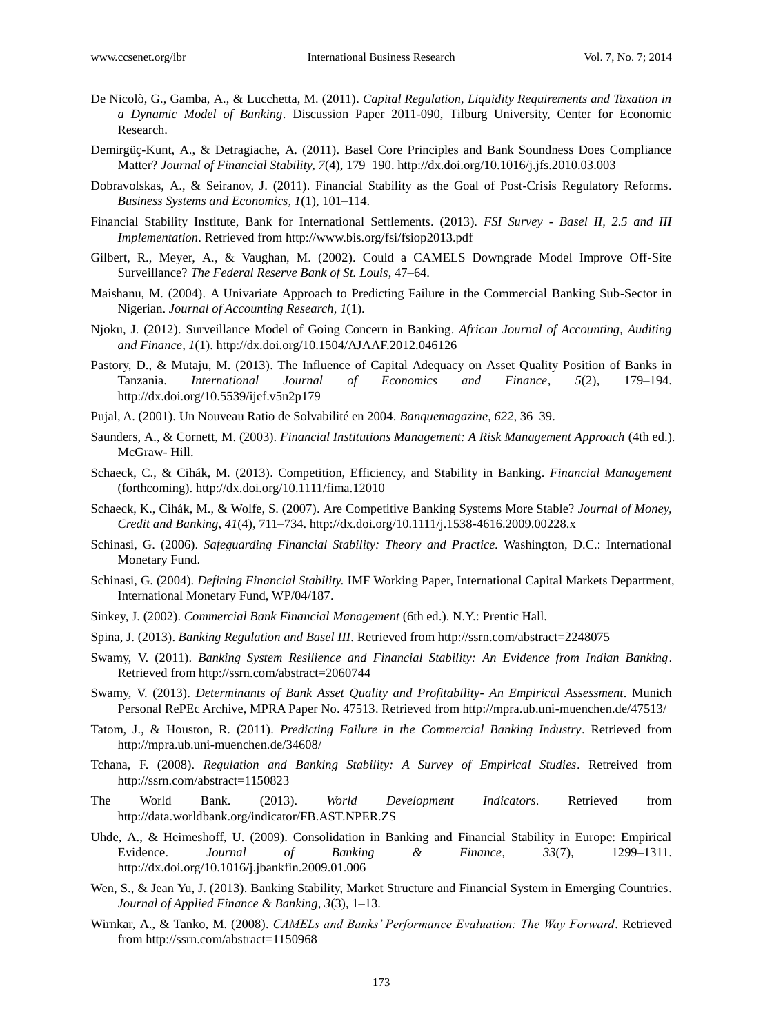De Nicolò, G., Gamba, A., & Lucchetta, M. (2011). *Capital Regulation, Liquidity Requirements and Taxation in a Dynamic Model of Banking*. Discussion Paper 2011-090, Tilburg University, Center for Economic Research.

Demirgüç-Kunt, A., & Detragiache, A. (2011). Basel Core Principles and Bank Soundness Does Compliance Matter? *Journal of Financial Stability, 7*(4), 179–190. http://dx.doi.org/10.1016/j.jfs.2010.03.003

Dobravolskas, A., & Seiranov, J. (2011). Financial Stability as the Goal of Post-Crisis Regulatory Reforms. *Business Systems and Economics, 1*(1), 101–114.

Financial Stability Institute, Bank for International Settlements. (2013). *FSI Survey - Basel II, 2.5 and III Implementation*. Retrieved from http://www.bis.org/fsi/fsiop2013.pdf

Gilbert, R., Meyer, A., & Vaughan, M. (2002). Could a CAMELS Downgrade Model Improve Off-Site Surveillance? *The Federal Reserve Bank of St. Louis*, 47–64.

Maishanu, M. (2004). A Univariate Approach to Predicting Failure in the Commercial Banking Sub-Sector in Nigerian. *Journal of Accounting Research, 1*(1).

Njoku, J. (2012). Surveillance Model of Going Concern in Banking. *African Journal of Accounting, Auditing and Finance, 1*(1). http://dx.doi.org/10.1504/AJAAF.2012.046126

Pastory, D., & Mutaju, M. (2013). The Influence of Capital Adequacy on Asset Quality Position of Banks in Tanzania. *International Journal of Economics and Finance, 5*(2), 179–194. http://dx.doi.org/10.5539/ijef.v5n2p179

Pujal, A. (2001). Un Nouveau Ratio de Solvabilité en 2004. *Banquemagazine, 622,* 36–39.

Saunders, A., & Cornett, M. (2003). *Financial Institutions Management: A Risk Management Approach* (4th ed.). McGraw- Hill.

Schaeck, C., & Cihák, M. (2013). Competition, Efficiency, and Stability in Banking. *Financial Management* (forthcoming). http://dx.doi.org/10.1111/fima.12010

Schaeck, K., Cihák, M., & Wolfe, S. (2007). Are Competitive Banking Systems More Stable? *Journal of Money, Credit and Banking, 41*(4), 711–734. http://dx.doi.org/10.1111/j.1538-4616.2009.00228.x

Schinasi, G. (2006). *Safeguarding Financial Stability: Theory and Practice.* Washington, D.C.: International Monetary Fund.

Schinasi, G. (2004). *Defining Financial Stability.* IMF Working Paper, International Capital Markets Department, International Monetary Fund, WP/04/187.

Sinkey, J. (2002). *Commercial Bank Financial Management* (6th ed.). N.Y.: Prentic Hall.

Spina, J. (2013). *Banking Regulation and Basel III*. Retrieved from http://ssrn.com/abstract=2248075

Swamy, V. (2011). *Banking System Resilience and Financial Stability: An Evidence from Indian Banking*. Retrieved from http://ssrn.com/abstract=2060744

Swamy, V. (2013). *Determinants of Bank Asset Quality and Profitability- An Empirical Assessment*. Munich Personal RePEc Archive, MPRA Paper No. 47513. Retrieved from http://mpra.ub.uni-muenchen.de/47513/

Tatom, J., & Houston, R. (2011). *Predicting Failure in the Commercial Banking Industry*. Retrieved from http://mpra.ub.uni-muenchen.de/34608/

Tchana, F. (2008). *Regulation and Banking Stability: A Survey of Empirical Studies*. Retreived from http://ssrn.com/abstract=1150823

The World Bank. (2013). *World Development Indicators*. Retrieved from http://data.worldbank.org/indicator/FB.AST.NPER.ZS

Uhde, A., & Heimeshoff, U. (2009). Consolidation in Banking and Financial Stability in Europe: Empirical Evidence. *Journal of Banking & Finance, 33*(7), 1299–1311. http://dx.doi.org/10.1016/j.jbankfin.2009.01.006

Wen, S., & Jean Yu, J. (2013). Banking Stability, Market Structure and Financial System in Emerging Countries. *Journal of Applied Finance & Banking, 3*(3), 1–13.

Wirnkar, A., & Tanko, M. (2008). *CAMELs and Banks' Performance Evaluation: The Way Forward*. Retrieved from http://ssrn.com/abstract=1150968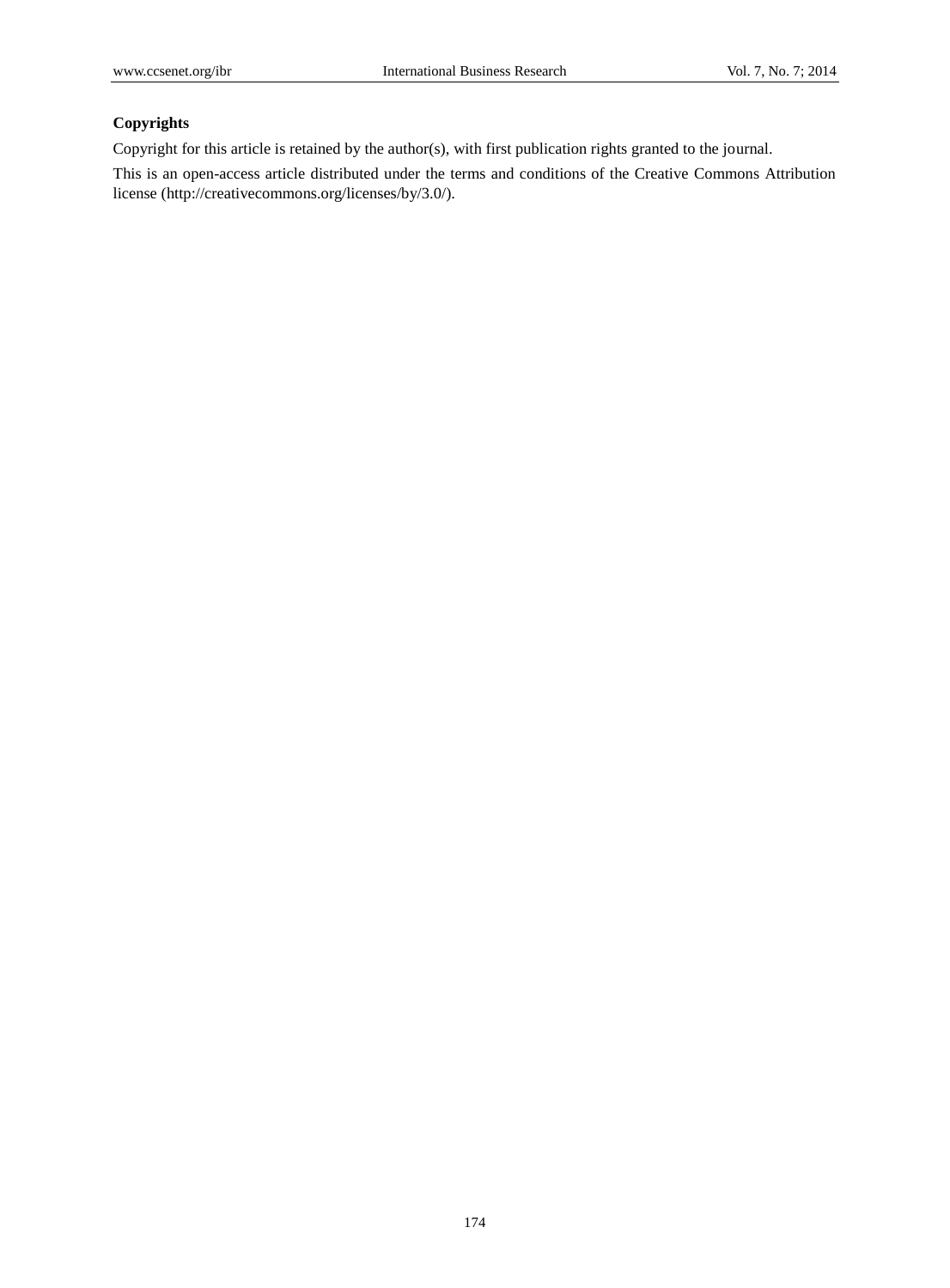**Copyrights**

Copyright for this article is retained by the author(s), with first publication rights granted to the journal.

This is an open-access article distributed under the terms and conditions of the Creative Commons Attribution license (http://creativecommons.org/licenses/by/3.0/).